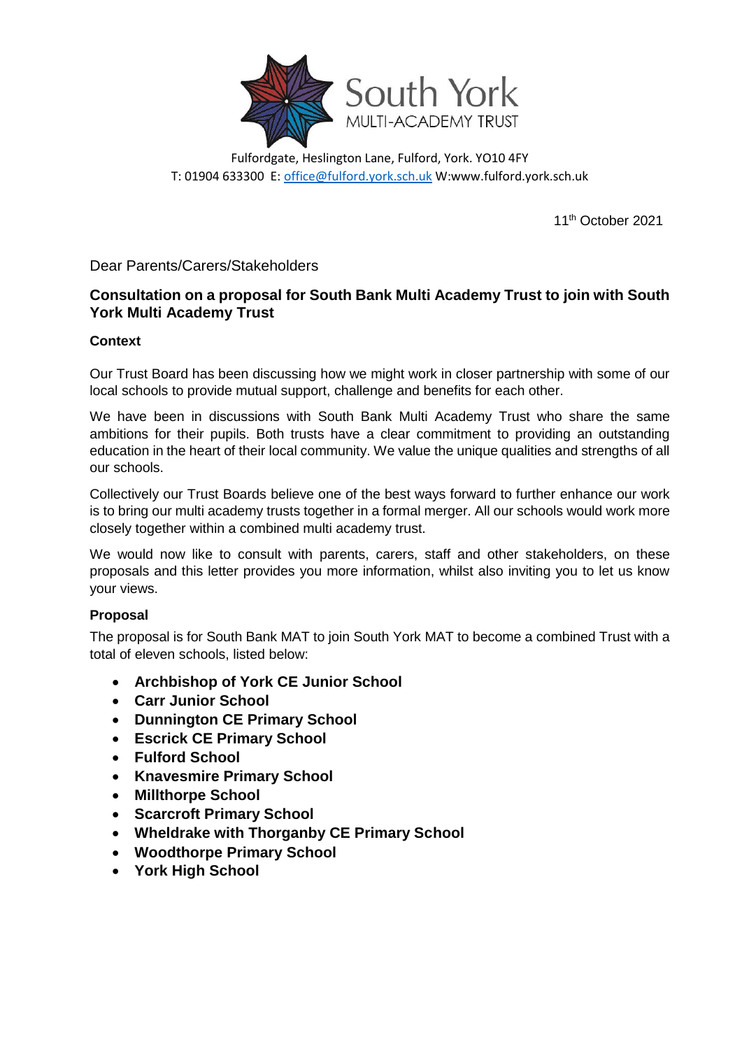South York
MULTI-ACADEMY TRUST

Fulfordgate, Heslington Lane, Fulford, York. YO10 4FY
T: 01904 633300 E: office@fulford.york.sch.uk W:www.fulford.york.sch.uk

11th October 2021

Dear Parents/Carers/Stakeholders

## Consultation on a proposal for South Bank Multi Academy Trust to join with South York Multi Academy Trust

### Context

Our Trust Board has been discussing how we might work in closer partnership with some of our local schools to provide mutual support, challenge and benefits for each other.

We have been in discussions with South Bank Multi Academy Trust who share the same ambitions for their pupils. Both trusts have a clear commitment to providing an outstanding education in the heart of their local community. We value the unique qualities and strengths of all our schools.

Collectively our Trust Boards believe one of the best ways forward to further enhance our work is to bring our multi academy trusts together in a formal merger. All our schools would work more closely together within a combined multi academy trust.

We would now like to consult with parents, carers, staff and other stakeholders, on these proposals and this letter provides you more information, whilst also inviting you to let us know your views.

### Proposal

The proposal is for South Bank MAT to join South York MAT to become a combined Trust with a total of eleven schools, listed below:

- **Archbishop of York CE Junior School**
- **Carr Junior School**
- **Dunnington CE Primary School**
- **Escrick CE Primary School**
- **Fulford School**
- **Knavesmire Primary School**
- **Millthorpe School**
- **Scarcroft Primary School**
- **Wheldrake with Thorganby CE Primary School**
- **Woodthorpe Primary School**
- **York High School**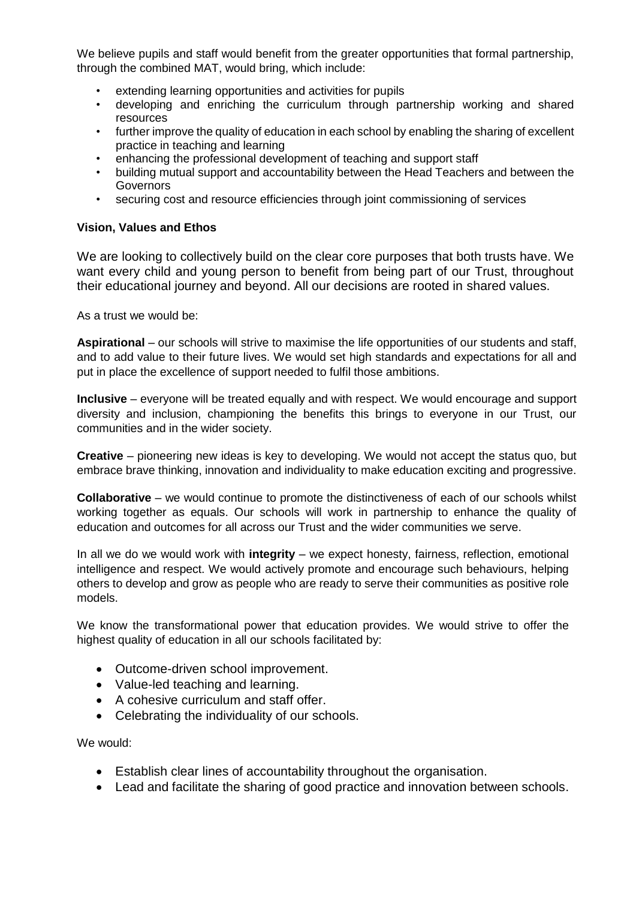We believe pupils and staff would benefit from the greater opportunities that formal partnership, through the combined MAT, would bring, which include:

- extending learning opportunities and activities for pupils
- developing and enriching the curriculum through partnership working and shared resources
- further improve the quality of education in each school by enabling the sharing of excellent practice in teaching and learning
- enhancing the professional development of teaching and support staff
- building mutual support and accountability between the Head Teachers and between the Governors
- securing cost and resource efficiencies through joint commissioning of services

**Vision, Values and Ethos**

We are looking to collectively build on the clear core purposes that both trusts have. We want every child and young person to benefit from being part of our Trust, throughout their educational journey and beyond. All our decisions are rooted in shared values.

As a trust we would be:

**Aspirational** – our schools will strive to maximise the life opportunities of our students and staff, and to add value to their future lives. We would set high standards and expectations for all and put in place the excellence of support needed to fulfil those ambitions.

**Inclusive** – everyone will be treated equally and with respect. We would encourage and support diversity and inclusion, championing the benefits this brings to everyone in our Trust, our communities and in the wider society.

**Creative** – pioneering new ideas is key to developing. We would not accept the status quo, but embrace brave thinking, innovation and individuality to make education exciting and progressive.

**Collaborative** – we would continue to promote the distinctiveness of each of our schools whilst working together as equals. Our schools will work in partnership to enhance the quality of education and outcomes for all across our Trust and the wider communities we serve.

In all we do we would work with **integrity** – we expect honesty, fairness, reflection, emotional intelligence and respect. We would actively promote and encourage such behaviours, helping others to develop and grow as people who are ready to serve their communities as positive role models.

We know the transformational power that education provides. We would strive to offer the highest quality of education in all our schools facilitated by:

- Outcome-driven school improvement.
- Value-led teaching and learning.
- A cohesive curriculum and staff offer.
- Celebrating the individuality of our schools.

We would:

- Establish clear lines of accountability throughout the organisation.
- Lead and facilitate the sharing of good practice and innovation between schools.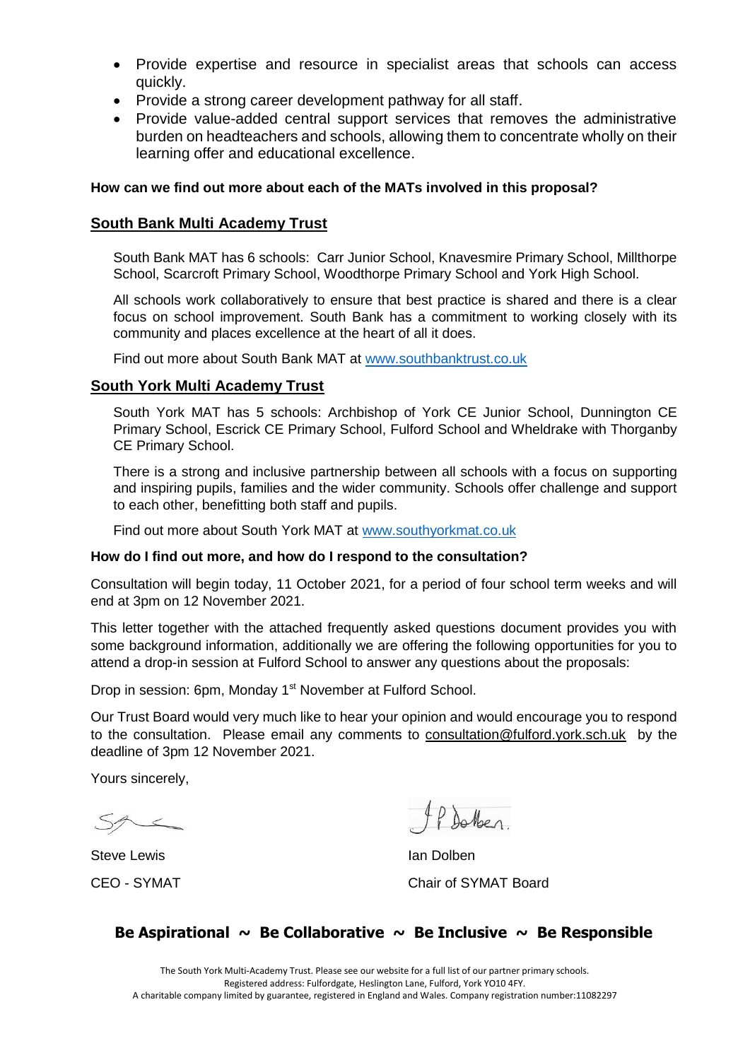- Provide expertise and resource in specialist areas that schools can access quickly.
- Provide a strong career development pathway for all staff.
- Provide value-added central support services that removes the administrative burden on headteachers and schools, allowing them to concentrate wholly on their learning offer and educational excellence.

**How can we find out more about each of the MATs involved in this proposal?**

## South Bank Multi Academy Trust

South Bank MAT has 6 schools: Carr Junior School, Knavesmire Primary School, Millthorpe School, Scarcroft Primary School, Woodthorpe Primary School and York High School.

All schools work collaboratively to ensure that best practice is shared and there is a clear focus on school improvement. South Bank has a commitment to working closely with its community and places excellence at the heart of all it does.

Find out more about South Bank MAT at www.southbanktrust.co.uk

## South York Multi Academy Trust

South York MAT has 5 schools: Archbishop of York CE Junior School, Dunnington CE Primary School, Escrick CE Primary School, Fulford School and Wheldrake with Thorganby CE Primary School.

There is a strong and inclusive partnership between all schools with a focus on supporting and inspiring pupils, families and the wider community. Schools offer challenge and support to each other, benefitting both staff and pupils.

Find out more about South York MAT at www.southyorkmat.co.uk

**How do I find out more, and how do I respond to the consultation?**

Consultation will begin today, 11 October 2021, for a period of four school term weeks and will end at 3pm on 12 November 2021.

This letter together with the attached frequently asked questions document provides you with some background information, additionally we are offering the following opportunities for you to attend a drop-in session at Fulford School to answer any questions about the proposals:

Drop in session: 6pm, Monday 1st November at Fulford School.

Our Trust Board would very much like to hear your opinion and would encourage you to respond to the consultation. Please email any comments to consultation@fulford.york.sch.uk by the deadline of 3pm 12 November 2021.

Yours sincerely,

Steve Lewis
CEO - SYMAT

Ian Dolben
Chair of SYMAT Board

**Be Aspirational ~ Be Collaborative ~ Be Inclusive ~ Be Responsible**

The South York Multi-Academy Trust. Please see our website for a full list of our partner primary schools.
Registered address: Fulfordgate, Heslington Lane, Fulford, York YO10 4FY.
A charitable company limited by guarantee, registered in England and Wales. Company registration number:11082297